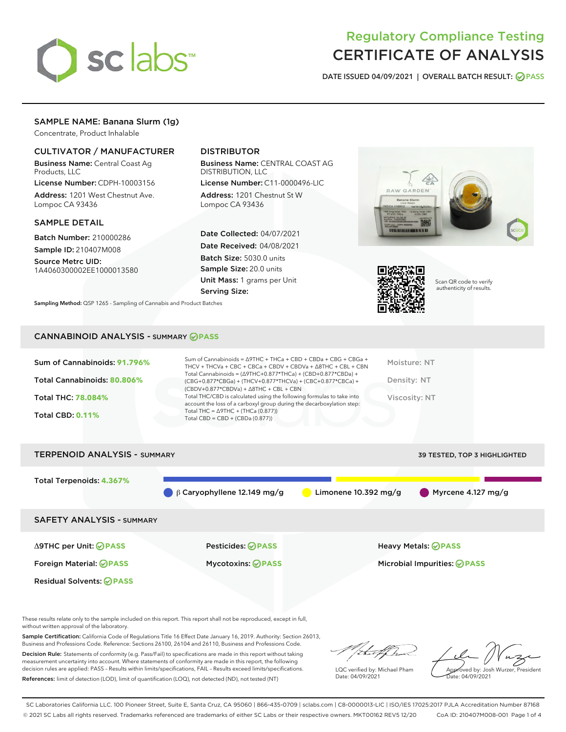# Regulatory Compliance Testing
# CERTIFICATE OF ANALYSIS

DATE ISSUED 04/09/2021 | OVERALL BATCH RESULT: PASS

## SAMPLE NAME: Banana Slurm (1g)

Concentrate, Product Inhalable

### CULTIVATOR / MANUFACTURER

**Business Name:** Central Coast Ag Products, LLC

**License Number:** CDPH-10003156

**Address:** 1201 West Chestnut Ave. Lompoc CA 93436

### DISTRIBUTOR

**Business Name:** CENTRAL COAST AG DISTRIBUTION, LLC

**License Number:** C11-0000496-LIC

**Address:** 1201 Chestnut St W Lompoc CA 93436

### SAMPLE DETAIL

**Batch Number:** 210000286

**Sample ID:** 210407M008

**Source Metrc UID:** 1A4060300002EE1000013580

**Date Collected:** 04/07/2021

**Date Received:** 04/08/2021

**Batch Size:** 5030.0 units

**Sample Size:** 20.0 units

**Unit Mass:** 1 grams per Unit

**Serving Size:**

Scan QR code to verify authenticity of results.

**Sampling Method:** QSP 1265 - Sampling of Cannabis and Product Batches

## CANNABINOID ANALYSIS - SUMMARY PASS

Sum of Cannabinoids: **91.796%**

Total Cannabinoids: **80.806%**

Total THC: **78.084%**

Total CBD: **0.11%**

Sum of Cannabinoids = Δ9THC + THCa + CBD + CBDa + CBG + CBGa + THCV + THCVa + CBC + CBCa + CBDV + CBDVa + Δ8THC + CBL + CBN
Total Cannabinoids = (Δ9THC+0.877*THCa) + (CBD+0.877*CBDa) + (CBG+0.877*CBGa) + (THCV+0.877*THCVa) + (CBC+0.877*CBCa) + (CBDV+0.877*CBDVa) + Δ8THC + CBL + CBN
Total THC/CBD is calculated using the following formulas to take into account the loss of a carboxyl group during the decarboxylation step:
Total THC = Δ9THC + (THCa (0.877))
Total CBD = CBD + (CBDa (0.877))

Moisture: NT

Density: NT

Viscosity: NT

## TERPENOID ANALYSIS - SUMMARY

39 TESTED, TOP 3 HIGHLIGHTED

Total Terpenoids: **4.367%**

β Caryophyllene 12.149 mg/g | Limonene 10.392 mg/g | Myrcene 4.127 mg/g

## SAFETY ANALYSIS - SUMMARY

| | | |
|---|---|---|
| Δ9THC per Unit: PASS | Pesticides: PASS | Heavy Metals: PASS |
| Foreign Material: PASS | Mycotoxins: PASS | Microbial Impurities: PASS |
| Residual Solvents: PASS | | |

These results relate only to the sample included on this report. This report shall not be reproduced, except in full, without written approval of the laboratory.

**Sample Certification:** California Code of Regulations Title 16 Effect Date January 16, 2019. Authority: Section 26013, Business and Professions Code. Reference: Sections 26100, 26104 and 26110, Business and Professions Code.

**Decision Rule:** Statements of conformity (e.g. Pass/Fail) to specifications are made in this report without taking measurement uncertainty into account. Where statements of conformity are made in this report, the following decision rules are applied: PASS – Results within limits/specifications, FAIL – Results exceed limits/specifications.

**References:** limit of detection (LOD), limit of quantification (LOQ), not detected (ND), not tested (NT)

LQC verified by: Michael Pham
Date: 04/09/2021

Approved by: Josh Wurzer, President
Date: 04/09/2021

SC Laboratories California LLC. 100 Pioneer Street, Suite E, Santa Cruz, CA 95060 | 866-435-0709 | sclabs.com | C8-0000013-LIC | ISO/IES 17025:2017 PJLA Accreditation Number 87168
© 2021 SC Labs all rights reserved. Trademarks referenced are trademarks of either SC Labs or their respective owners. MKT00162 REV5 12/20 CoA ID: 210407M008-001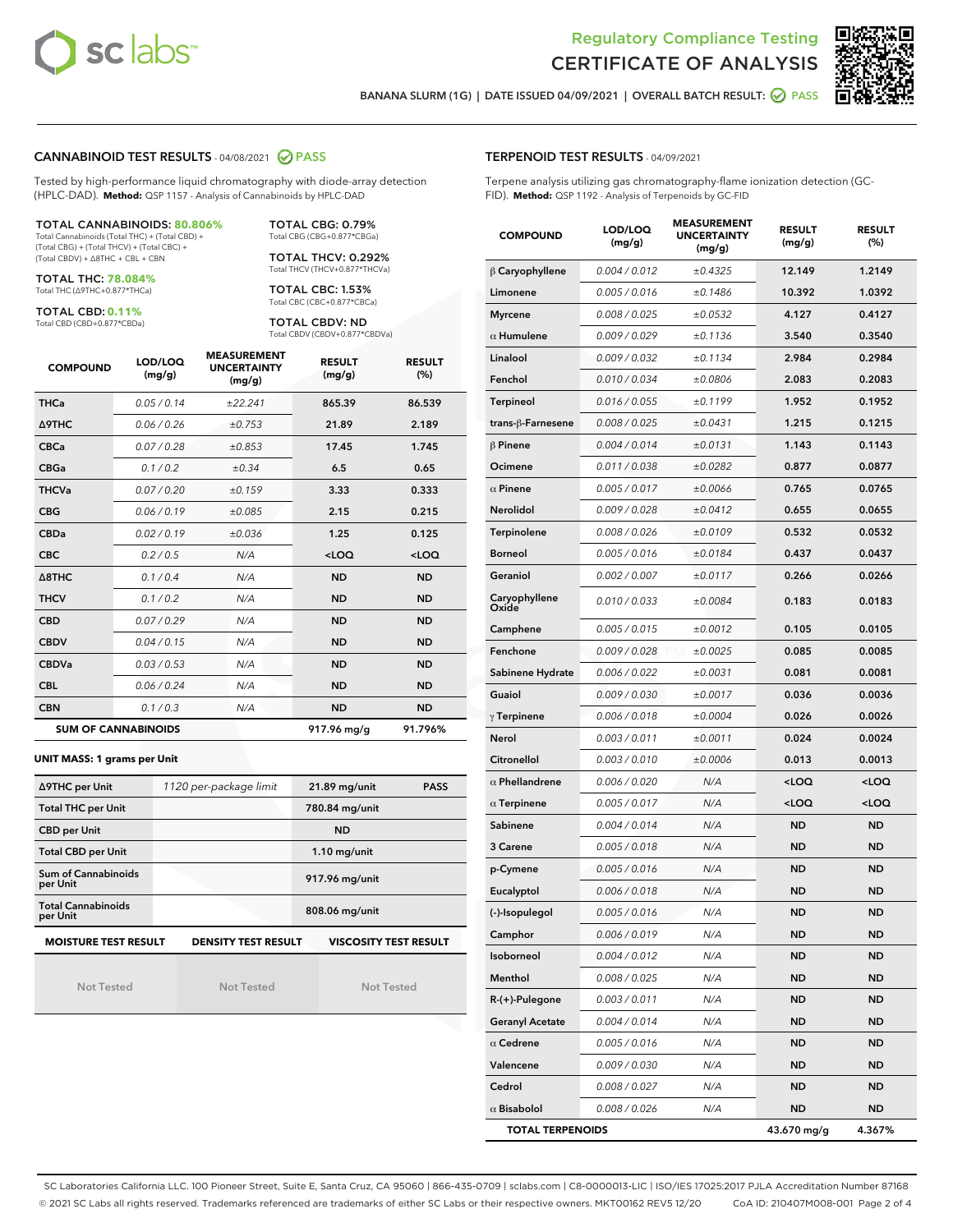# Regulatory Compliance Testing
## CERTIFICATE OF ANALYSIS

BANANA SLURM (1G) | DATE ISSUED 04/09/2021 | OVERALL BATCH RESULT: PASS

### CANNABINOID TEST RESULTS - 04/08/2021 PASS

Tested by high-performance liquid chromatography with diode-array detection (HPLC-DAD). **Method:** QSP 1157 - Analysis of Cannabinoids by HPLC-DAD

**TOTAL CANNABINOIDS: 80.806%**
Total Cannabinoids (Total THC) + (Total CBD) + (Total CBG) + (Total THCV) + (Total CBC) + (Total CBDV) + Δ8THC + CBL + CBN

**TOTAL THC: 78.084%**
Total THC (Δ9THC+0.877*THCa)

**TOTAL CBD: 0.11%**
Total CBD (CBD+0.877*CBDa)

**TOTAL CBG: 0.79%**
Total CBG (CBG+0.877*CBGa)

**TOTAL THCV: 0.292%**
Total THCV (THCV+0.877*THCVa)

**TOTAL CBC: 1.53%**
Total CBC (CBC+0.877*CBCa)

**TOTAL CBDV: ND**
Total CBDV (CBDV+0.877*CBDVa)

| COMPOUND | LOD/LOQ (mg/g) | MEASUREMENT UNCERTAINTY (mg/g) | RESULT (mg/g) | RESULT (%) |
|---|---|---|---|---|
| THCa | 0.05 / 0.14 | ±22.241 | 865.39 | 86.539 |
| Δ9THC | 0.06 / 0.26 | ±0.753 | 21.89 | 2.189 |
| CBCa | 0.07 / 0.28 | ±0.853 | 17.45 | 1.745 |
| CBGa | 0.1 / 0.2 | ±0.34 | 6.5 | 0.65 |
| THCVa | 0.07 / 0.20 | ±0.159 | 3.33 | 0.333 |
| CBG | 0.06 / 0.19 | ±0.085 | 2.15 | 0.215 |
| CBDa | 0.02 / 0.19 | ±0.036 | 1.25 | 0.125 |
| CBC | 0.2 / 0.5 | N/A | <LOQ | <LOQ |
| Δ8THC | 0.1 / 0.4 | N/A | ND | ND |
| THCV | 0.1 / 0.2 | N/A | ND | ND |
| CBD | 0.07 / 0.29 | N/A | ND | ND |
| CBDV | 0.04 / 0.15 | N/A | ND | ND |
| CBDVa | 0.03 / 0.53 | N/A | ND | ND |
| CBL | 0.06 / 0.24 | N/A | ND | ND |
| CBN | 0.1 / 0.3 | N/A | ND | ND |
| **SUM OF CANNABINOIDS** | | | 917.96 mg/g | 91.796% |

**UNIT MASS: 1 grams per Unit**

| | | | |
|---|---|---|---|
| Δ9THC per Unit | 1120 per-package limit | 21.89 mg/unit | PASS |
| Total THC per Unit | | 780.84 mg/unit | |
| CBD per Unit | | ND | |
| Total CBD per Unit | | 1.10 mg/unit | |
| Sum of Cannabinoids per Unit | | 917.96 mg/unit | |
| Total Cannabinoids per Unit | | 808.06 mg/unit | |

| MOISTURE TEST RESULT | DENSITY TEST RESULT | VISCOSITY TEST RESULT |
|---|---|---|
| Not Tested | Not Tested | Not Tested |

### TERPENOID TEST RESULTS - 04/09/2021

Terpene analysis utilizing gas chromatography-flame ionization detection (GC-FID). **Method:** QSP 1192 - Analysis of Terpenoids by GC-FID

| COMPOUND | LOD/LOQ (mg/g) | MEASUREMENT UNCERTAINTY (mg/g) | RESULT (mg/g) | RESULT (%) |
|---|---|---|---|---|
| β Caryophyllene | 0.004 / 0.012 | ±0.4325 | 12.149 | 1.2149 |
| Limonene | 0.005 / 0.016 | ±0.1486 | 10.392 | 1.0392 |
| Myrcene | 0.008 / 0.025 | ±0.0532 | 4.127 | 0.4127 |
| α Humulene | 0.009 / 0.029 | ±0.1136 | 3.540 | 0.3540 |
| Linalool | 0.009 / 0.032 | ±0.1134 | 2.984 | 0.2984 |
| Fenchol | 0.010 / 0.034 | ±0.0806 | 2.083 | 0.2083 |
| Terpineol | 0.016 / 0.055 | ±0.1199 | 1.952 | 0.1952 |
| trans-β-Farnesene | 0.008 / 0.025 | ±0.0431 | 1.215 | 0.1215 |
| β Pinene | 0.004 / 0.014 | ±0.0131 | 1.143 | 0.1143 |
| Ocimene | 0.011 / 0.038 | ±0.0282 | 0.877 | 0.0877 |
| α Pinene | 0.005 / 0.017 | ±0.0066 | 0.765 | 0.0765 |
| Nerolidol | 0.009 / 0.028 | ±0.0412 | 0.655 | 0.0655 |
| Terpinolene | 0.008 / 0.026 | ±0.0109 | 0.532 | 0.0532 |
| Borneol | 0.005 / 0.016 | ±0.0184 | 0.437 | 0.0437 |
| Geraniol | 0.002 / 0.007 | ±0.0117 | 0.266 | 0.0266 |
| Caryophyllene Oxide | 0.010 / 0.033 | ±0.0084 | 0.183 | 0.0183 |
| Camphene | 0.005 / 0.015 | ±0.0012 | 0.105 | 0.0105 |
| Fenchone | 0.009 / 0.028 | ±0.0025 | 0.085 | 0.0085 |
| Sabinene Hydrate | 0.006 / 0.022 | ±0.0031 | 0.081 | 0.0081 |
| Guaiol | 0.009 / 0.030 | ±0.0017 | 0.036 | 0.0036 |
| γ Terpinene | 0.006 / 0.018 | ±0.0004 | 0.026 | 0.0026 |
| Nerol | 0.003 / 0.011 | ±0.0011 | 0.024 | 0.0024 |
| Citronellol | 0.003 / 0.010 | ±0.0006 | 0.013 | 0.0013 |
| α Phellandrene | 0.006 / 0.020 | N/A | <LOQ | <LOQ |
| α Terpinene | 0.005 / 0.017 | N/A | <LOQ | <LOQ |
| Sabinene | 0.004 / 0.014 | N/A | ND | ND |
| 3 Carene | 0.005 / 0.018 | N/A | ND | ND |
| p-Cymene | 0.005 / 0.016 | N/A | ND | ND |
| Eucalyptol | 0.006 / 0.018 | N/A | ND | ND |
| (-)-Isopulegol | 0.005 / 0.016 | N/A | ND | ND |
| Camphor | 0.006 / 0.019 | N/A | ND | ND |
| Isoborneol | 0.004 / 0.012 | N/A | ND | ND |
| Menthol | 0.008 / 0.025 | N/A | ND | ND |
| R-(+)-Pulegone | 0.003 / 0.011 | N/A | ND | ND |
| Geranyl Acetate | 0.004 / 0.014 | N/A | ND | ND |
| α Cedrene | 0.005 / 0.016 | N/A | ND | ND |
| Valencene | 0.009 / 0.030 | N/A | ND | ND |
| Cedrol | 0.008 / 0.027 | N/A | ND | ND |
| α Bisabolol | 0.008 / 0.026 | N/A | ND | ND |
| **TOTAL TERPENOIDS** | | | 43.670 mg/g | 4.367% |

SC Laboratories California LLC. 100 Pioneer Street, Suite E, Santa Cruz, CA 95060 | 866-435-0709 | sclabs.com | C8-0000013-LIC | ISO/IES 17025:2017 PJLA Accreditation Number 87168
© 2021 SC Labs all rights reserved. Trademarks referenced are trademarks of either SC Labs or their respective owners. MKT00162 REV5 12/20 CoA ID: 210407M008-001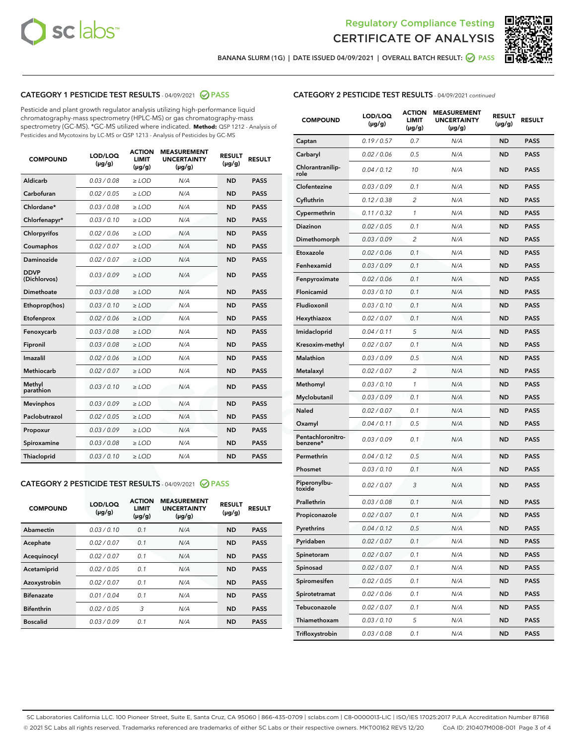# Regulatory Compliance Testing
# CERTIFICATE OF ANALYSIS

BANANA SLURM (1G) | DATE ISSUED 04/09/2021 | OVERALL BATCH RESULT: PASS

## CATEGORY 1 PESTICIDE TEST RESULTS - 04/09/2021 PASS

Pesticide and plant growth regulator analysis utilizing high-performance liquid chromatography-mass spectrometry (HPLC-MS) or gas chromatography-mass spectrometry (GC-MS). *GC-MS utilized where indicated. **Method:** QSP 1212 - Analysis of Pesticides and Mycotoxins by LC-MS or QSP 1213 - Analysis of Pesticides by GC-MS

| COMPOUND | LOD/LOQ (µg/g) | ACTION LIMIT (µg/g) | MEASUREMENT UNCERTAINTY (µg/g) | RESULT (µg/g) | RESULT |
|---|---|---|---|---|---|
| Aldicarb | 0.03 / 0.08 | ≥ LOD | N/A | ND | PASS |
| Carbofuran | 0.02 / 0.05 | ≥ LOD | N/A | ND | PASS |
| Chlordane* | 0.03 / 0.08 | ≥ LOD | N/A | ND | PASS |
| Chlorfenapyr* | 0.03 / 0.10 | ≥ LOD | N/A | ND | PASS |
| Chlorpyrifos | 0.02 / 0.06 | ≥ LOD | N/A | ND | PASS |
| Coumaphos | 0.02 / 0.07 | ≥ LOD | N/A | ND | PASS |
| Daminozide | 0.02 / 0.07 | ≥ LOD | N/A | ND | PASS |
| DDVP (Dichlorvos) | 0.03 / 0.09 | ≥ LOD | N/A | ND | PASS |
| Dimethoate | 0.03 / 0.08 | ≥ LOD | N/A | ND | PASS |
| Ethoprop(hos) | 0.03 / 0.10 | ≥ LOD | N/A | ND | PASS |
| Etofenprox | 0.02 / 0.06 | ≥ LOD | N/A | ND | PASS |
| Fenoxycarb | 0.03 / 0.08 | ≥ LOD | N/A | ND | PASS |
| Fipronil | 0.03 / 0.08 | ≥ LOD | N/A | ND | PASS |
| Imazalil | 0.02 / 0.06 | ≥ LOD | N/A | ND | PASS |
| Methiocarb | 0.02 / 0.07 | ≥ LOD | N/A | ND | PASS |
| Methyl parathion | 0.03 / 0.10 | ≥ LOD | N/A | ND | PASS |
| Mevinphos | 0.03 / 0.09 | ≥ LOD | N/A | ND | PASS |
| Paclobutrazol | 0.02 / 0.05 | ≥ LOD | N/A | ND | PASS |
| Propoxur | 0.03 / 0.09 | ≥ LOD | N/A | ND | PASS |
| Spiroxamine | 0.03 / 0.08 | ≥ LOD | N/A | ND | PASS |
| Thiacloprid | 0.03 / 0.10 | ≥ LOD | N/A | ND | PASS |

## CATEGORY 2 PESTICIDE TEST RESULTS - 04/09/2021 PASS

| COMPOUND | LOD/LOQ (µg/g) | ACTION LIMIT (µg/g) | MEASUREMENT UNCERTAINTY (µg/g) | RESULT (µg/g) | RESULT |
|---|---|---|---|---|---|
| Abamectin | 0.03 / 0.10 | 0.1 | N/A | ND | PASS |
| Acephate | 0.02 / 0.07 | 0.1 | N/A | ND | PASS |
| Acequinocyl | 0.02 / 0.07 | 0.1 | N/A | ND | PASS |
| Acetamiprid | 0.02 / 0.05 | 0.1 | N/A | ND | PASS |
| Azoxystrobin | 0.02 / 0.07 | 0.1 | N/A | ND | PASS |
| Bifenazate | 0.01 / 0.04 | 0.1 | N/A | ND | PASS |
| Bifenthrin | 0.02 / 0.05 | 3 | N/A | ND | PASS |
| Boscalid | 0.03 / 0.09 | 0.1 | N/A | ND | PASS |
| Captan | 0.19 / 0.57 | 0.7 | N/A | ND | PASS |
| Carbaryl | 0.02 / 0.06 | 0.5 | N/A | ND | PASS |
| Chlorantraniliprole | 0.04 / 0.12 | 10 | N/A | ND | PASS |
| Clofentezine | 0.03 / 0.09 | 0.1 | N/A | ND | PASS |
| Cyfluthrin | 0.12 / 0.38 | 2 | N/A | ND | PASS |
| Cypermethrin | 0.11 / 0.32 | 1 | N/A | ND | PASS |
| Diazinon | 0.02 / 0.05 | 0.1 | N/A | ND | PASS |
| Dimethomorph | 0.03 / 0.09 | 2 | N/A | ND | PASS |
| Etoxazole | 0.02 / 0.06 | 0.1 | N/A | ND | PASS |
| Fenhexamid | 0.03 / 0.09 | 0.1 | N/A | ND | PASS |
| Fenpyroximate | 0.02 / 0.06 | 0.1 | N/A | ND | PASS |
| Flonicamid | 0.03 / 0.10 | 0.1 | N/A | ND | PASS |
| Fludioxonil | 0.03 / 0.10 | 0.1 | N/A | ND | PASS |
| Hexythiazox | 0.02 / 0.07 | 0.1 | N/A | ND | PASS |
| Imidacloprid | 0.04 / 0.11 | 5 | N/A | ND | PASS |
| Kresoxim-methyl | 0.02 / 0.07 | 0.1 | N/A | ND | PASS |
| Malathion | 0.03 / 0.09 | 0.5 | N/A | ND | PASS |
| Metalaxyl | 0.02 / 0.07 | 2 | N/A | ND | PASS |
| Methomyl | 0.03 / 0.10 | 1 | N/A | ND | PASS |
| Myclobutanil | 0.03 / 0.09 | 0.1 | N/A | ND | PASS |
| Naled | 0.02 / 0.07 | 0.1 | N/A | ND | PASS |
| Oxamyl | 0.04 / 0.11 | 0.5 | N/A | ND | PASS |
| Pentachloronitrobenzene* | 0.03 / 0.09 | 0.1 | N/A | ND | PASS |
| Permethrin | 0.04 / 0.12 | 0.5 | N/A | ND | PASS |
| Phosmet | 0.03 / 0.10 | 0.1 | N/A | ND | PASS |
| Piperonylbutoxide | 0.02 / 0.07 | 3 | N/A | ND | PASS |
| Prallethrin | 0.03 / 0.08 | 0.1 | N/A | ND | PASS |
| Propiconazole | 0.02 / 0.07 | 0.1 | N/A | ND | PASS |
| Pyrethrins | 0.04 / 0.12 | 0.5 | N/A | ND | PASS |
| Pyridaben | 0.02 / 0.07 | 0.1 | N/A | ND | PASS |
| Spinetoram | 0.02 / 0.07 | 0.1 | N/A | ND | PASS |
| Spinosad | 0.02 / 0.07 | 0.1 | N/A | ND | PASS |
| Spiromesifen | 0.02 / 0.05 | 0.1 | N/A | ND | PASS |
| Spirotetramat | 0.02 / 0.06 | 0.1 | N/A | ND | PASS |
| Tebuconazole | 0.02 / 0.07 | 0.1 | N/A | ND | PASS |
| Thiamethoxam | 0.03 / 0.10 | 5 | N/A | ND | PASS |
| Trifloxystrobin | 0.03 / 0.08 | 0.1 | N/A | ND | PASS |

SC Laboratories California LLC. 100 Pioneer Street, Suite E, Santa Cruz, CA 95060 | 866-435-0709 | sclabs.com | C8-0000013-LIC | ISO/IES 17025:2017 PJLA Accreditation Number 87168
© 2021 SC Labs all rights reserved. Trademarks referenced are trademarks of either SC Labs or their respective owners. MKT00162 REV5 12/20 CoA ID: 210407M008-001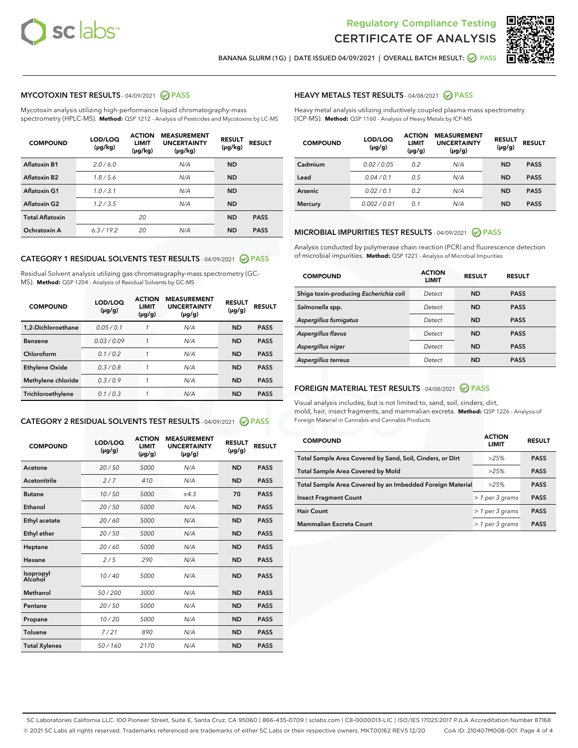Regulatory Compliance Testing
# CERTIFICATE OF ANALYSIS

BANANA SLURM (1G) | DATE ISSUED 04/09/2021 | OVERALL BATCH RESULT: PASS

## MYCOTOXIN TEST RESULTS - 04/09/2021 PASS

Mycotoxin analysis utilizing high-performance liquid chromatography-mass spectrometry (HPLC-MS). **Method:** QSP 1212 - Analysis of Pesticides and Mycotoxins by LC-MS

| COMPOUND | LOD/LOQ (μg/kg) | ACTION LIMIT (μg/kg) | MEASUREMENT UNCERTAINTY (μg/kg) | RESULT (μg/kg) | RESULT |
|---|---|---|---|---|---|
| Aflatoxin B1 | 2.0 / 6.0 | | N/A | ND | |
| Aflatoxin B2 | 1.8 / 5.6 | | N/A | ND | |
| Aflatoxin G1 | 1.0 / 3.1 | | N/A | ND | |
| Aflatoxin G2 | 1.2 / 3.5 | | N/A | ND | |
| Total Aflatoxin | | 20 | | ND | PASS |
| Ochratoxin A | 6.3 / 19.2 | 20 | N/A | ND | PASS |

## CATEGORY 1 RESIDUAL SOLVENTS TEST RESULTS - 04/09/2021 PASS

Residual Solvent analysis utilizing gas chromatography-mass spectrometry (GC-MS). **Method:** QSP 1204 - Analysis of Residual Solvents by GC-MS

| COMPOUND | LOD/LOQ (μg/g) | ACTION LIMIT (μg/g) | MEASUREMENT UNCERTAINTY (μg/g) | RESULT (μg/g) | RESULT |
|---|---|---|---|---|---|
| 1,2-Dichloroethane | 0.05 / 0.1 | 1 | N/A | ND | PASS |
| Benzene | 0.03 / 0.09 | 1 | N/A | ND | PASS |
| Chloroform | 0.1 / 0.2 | 1 | N/A | ND | PASS |
| Ethylene Oxide | 0.3 / 0.8 | 1 | N/A | ND | PASS |
| Methylene chloride | 0.3 / 0.9 | 1 | N/A | ND | PASS |
| Trichloroethylene | 0.1 / 0.3 | 1 | N/A | ND | PASS |

## CATEGORY 2 RESIDUAL SOLVENTS TEST RESULTS - 04/09/2021 PASS

| COMPOUND | LOD/LOQ (μg/g) | ACTION LIMIT (μg/g) | MEASUREMENT UNCERTAINTY (μg/g) | RESULT (μg/g) | RESULT |
|---|---|---|---|---|---|
| Acetone | 20 / 50 | 5000 | N/A | ND | PASS |
| Acetonitrile | 2 / 7 | 410 | N/A | ND | PASS |
| Butane | 10 / 50 | 5000 | ±4.3 | 70 | PASS |
| Ethanol | 20 / 50 | 5000 | N/A | ND | PASS |
| Ethyl acetate | 20 / 60 | 5000 | N/A | ND | PASS |
| Ethyl ether | 20 / 50 | 5000 | N/A | ND | PASS |
| Heptane | 20 / 60 | 5000 | N/A | ND | PASS |
| Hexane | 2 / 5 | 290 | N/A | ND | PASS |
| Isopropyl Alcohol | 10 / 40 | 5000 | N/A | ND | PASS |
| Methanol | 50 / 200 | 3000 | N/A | ND | PASS |
| Pentane | 20 / 50 | 5000 | N/A | ND | PASS |
| Propane | 10 / 20 | 5000 | N/A | ND | PASS |
| Toluene | 7 / 21 | 890 | N/A | ND | PASS |
| Total Xylenes | 50 / 160 | 2170 | N/A | ND | PASS |

## HEAVY METALS TEST RESULTS - 04/08/2021 PASS

Heavy metal analysis utilizing inductively coupled plasma-mass spectrometry (ICP-MS). **Method:** QSP 1160 - Analysis of Heavy Metals by ICP-MS

| COMPOUND | LOD/LOQ (μg/g) | ACTION LIMIT (μg/g) | MEASUREMENT UNCERTAINTY (μg/g) | RESULT (μg/g) | RESULT |
|---|---|---|---|---|---|
| Cadmium | 0.02 / 0.05 | 0.2 | N/A | ND | PASS |
| Lead | 0.04 / 0.1 | 0.5 | N/A | ND | PASS |
| Arsenic | 0.02 / 0.1 | 0.2 | N/A | ND | PASS |
| Mercury | 0.002 / 0.01 | 0.1 | N/A | ND | PASS |

## MICROBIAL IMPURITIES TEST RESULTS - 04/09/2021 PASS

Analysis conducted by polymerase chain reaction (PCR) and fluorescence detection of microbial impurities. **Method:** QSP 1221 - Analysis of Microbial Impurities

| COMPOUND | ACTION LIMIT | RESULT | RESULT |
|---|---|---|---|
| Shiga toxin-producing *Escherichia coli* | Detect | ND | PASS |
| *Salmonella* spp. | Detect | ND | PASS |
| *Aspergillus fumigatus* | Detect | ND | PASS |
| *Aspergillus flavus* | Detect | ND | PASS |
| *Aspergillus niger* | Detect | ND | PASS |
| *Aspergillus terreus* | Detect | ND | PASS |

## FOREIGN MATERIAL TEST RESULTS - 04/08/2021 PASS

Visual analysis includes, but is not limited to, sand, soil, cinders, dirt, mold, hair, insect fragments, and mammalian excreta. **Method:** QSP 1226 - Analysis of Foreign Material in Cannabis and Cannabis Products

| COMPOUND | ACTION LIMIT | RESULT |
|---|---|---|
| Total Sample Area Covered by Sand, Soil, Cinders, or Dirt | >25% | PASS |
| Total Sample Area Covered by Mold | >25% | PASS |
| Total Sample Area Covered by an Imbedded Foreign Material | >25% | PASS |
| Insect Fragment Count | > 1 per 3 grams | PASS |
| Hair Count | > 1 per 3 grams | PASS |
| Mammalian Excreta Count | > 1 per 3 grams | PASS |

SC Laboratories California LLC. 100 Pioneer Street, Suite E, Santa Cruz, CA 95060 | 866-435-0709 | sclabs.com | C8-0000013-LIC | ISO/IES 17025:2017 PJLA Accreditation Number 87168
© 2021 SC Labs all rights reserved. Trademarks referenced are trademarks of either SC Labs or their respective owners. MKT00162 REV5 12/20 CoA ID: 210407M008-001